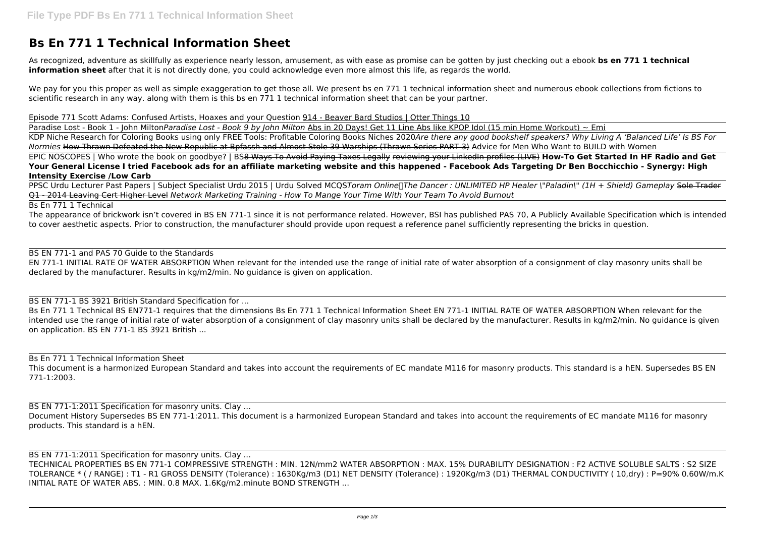# Bs En 771 1 Technical Information Sheet

As recognized, adventure as skillfully as experience nearly lesson, amusement, as with ease as promise can be gotten by just checking out a ebook **bs en 771 1 technical information sheet** after that it is not directly done, you could acknowledge even more almost this life, as regards the world.

We pay for you this proper as well as simple exaggeration to get those all. We present bs en 771 1 technical information sheet and numerous ebook collections from fictions to scientific research in any way. along with them is this bs en 771 1 technical information sheet that can be your partner.

Episode 771 Scott Adams: Confused Artists, Hoaxes and your Question 914 - Beaver Bard Studios | Otter Things 10

Paradise Lost - Book 1 - John Milton *Paradise Lost - Book 9 by John Milton* Abs in 20 Days! Get 11 Line Abs like KPOP Idol (15 min Home Workout) ~ Emi

KDP Niche Research for Coloring Books using only FREE Tools: Profitable Coloring Books Niches 2020 *Are there any good bookshelf speakers? Why Living A 'Balanced Life' Is BS For Normies* How Thrawn Defeated the New Republic at Bpfassh and Almost Stole 39 Warships (Thrawn Series PART 3) Advice for Men Who Want to BUILD with Women

EPIC NOSCOPES | Who wrote the book on goodbye? | BS ~~8 Ways To Avoid Paying Taxes Legally~~ ~~reviewing your LinkedIn profiles (LIVE)~~ **How-To Get Started In HF Radio and Get Your General License I tried Facebook ads for an affiliate marketing website and this happened - Facebook Ads Targeting Dr Ben Bocchicchio - Synergy: High Intensity Exercise /Low Carb**

PPSC Urdu Lecturer Past Papers | Subject Specialist Urdu 2015 | Urdu Solved MCQS *Toram Online｜The Dancer : UNLIMITED HP Healer \"Paladin\" (1H + Shield) Gameplay* ~~Sole Trader Q1 - 2014 Leaving Cert Higher Level~~ *Network Marketing Training - How To Mange Your Time With Your Team To Avoid Burnout*

Bs En 771 1 Technical

The appearance of brickwork isn't covered in BS EN 771-1 since it is not performance related. However, BSI has published PAS 70, A Publicly Available Specification which is intended to cover aesthetic aspects. Prior to construction, the manufacturer should provide upon request a reference panel sufficiently representing the bricks in question.

BS EN 771-1 and PAS 70 Guide to the Standards

EN 771-1 INITIAL RATE OF WATER ABSORPTION When relevant for the intended use the range of initial rate of water absorption of a consignment of clay masonry units shall be declared by the manufacturer. Results in kg/m2/min. No guidance is given on application.

BS EN 771-1 BS 3921 British Standard Specification for ...

Bs En 771 1 Technical BS EN771-1 requires that the dimensions Bs En 771 1 Technical Information Sheet EN 771-1 INITIAL RATE OF WATER ABSORPTION When relevant for the intended use the range of initial rate of water absorption of a consignment of clay masonry units shall be declared by the manufacturer. Results in kg/m2/min. No guidance is given on application. BS EN 771-1 BS 3921 British ...

Bs En 771 1 Technical Information Sheet

This document is a harmonized European Standard and takes into account the requirements of EC mandate M116 for masonry products. This standard is a hEN. Supersedes BS EN 771-1:2003.

BS EN 771-1:2011 Specification for masonry units. Clay ...

Document History Supersedes BS EN 771-1:2011. This document is a harmonized European Standard and takes into account the requirements of EC mandate M116 for masonry products. This standard is a hEN.

BS EN 771-1:2011 Specification for masonry units. Clay ...

TECHNICAL PROPERTIES BS EN 771-1 COMPRESSIVE STRENGTH : MIN. 12N/mm2 WATER ABSORPTION : MAX. 15% DURABILITY DESIGNATION : F2 ACTIVE SOLUBLE SALTS : S2 SIZE TOLERANCE * ( / RANGE) : T1 - R1 GROSS DENSITY (Tolerance) : 1630Kg/m3 (D1) NET DENSITY (Tolerance) : 1920Kg/m3 (D1) THERMAL CONDUCTIVITY ( 10,dry) : P=90% 0.60W/m.K INITIAL RATE OF WATER ABS. : MIN. 0.8 MAX. 1.6Kg/m2.minute BOND STRENGTH ...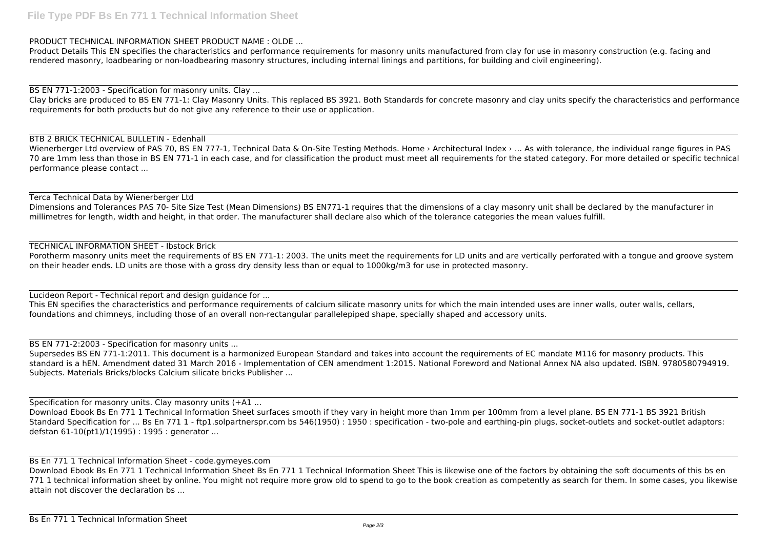PRODUCT TECHNICAL INFORMATION SHEET PRODUCT NAME : OLDE ...

Product Details This EN specifies the characteristics and performance requirements for masonry units manufactured from clay for use in masonry construction (e.g. facing and rendered masonry, loadbearing or non-loadbearing masonry structures, including internal linings and partitions, for building and civil engineering).

---

BS EN 771-1:2003 - Specification for masonry units. Clay ...

Clay bricks are produced to BS EN 771-1: Clay Masonry Units. This replaced BS 3921. Both Standards for concrete masonry and clay units specify the characteristics and performance requirements for both products but do not give any reference to their use or application.

---

BTB 2 BRICK TECHNICAL BULLETIN - Edenhall

Wienerberger Ltd overview of PAS 70, BS EN 777-1, Technical Data & On-Site Testing Methods. Home › Architectural Index › ... As with tolerance, the individual range figures in PAS 70 are 1mm less than those in BS EN 771-1 in each case, and for classification the product must meet all requirements for the stated category. For more detailed or specific technical performance please contact ...

---

Terca Technical Data by Wienerberger Ltd

Dimensions and Tolerances PAS 70- Site Size Test (Mean Dimensions) BS EN771-1 requires that the dimensions of a clay masonry unit shall be declared by the manufacturer in millimetres for length, width and height, in that order. The manufacturer shall declare also which of the tolerance categories the mean values fulfill.

---

TECHNICAL INFORMATION SHEET - Ibstock Brick

Porotherm masonry units meet the requirements of BS EN 771-1: 2003. The units meet the requirements for LD units and are vertically perforated with a tongue and groove system on their header ends. LD units are those with a gross dry density less than or equal to 1000kg/m3 for use in protected masonry.

---

Lucideon Report - Technical report and design guidance for ...

This EN specifies the characteristics and performance requirements of calcium silicate masonry units for which the main intended uses are inner walls, outer walls, cellars, foundations and chimneys, including those of an overall non-rectangular parallelepiped shape, specially shaped and accessory units.

---

BS EN 771-2:2003 - Specification for masonry units ...

Supersedes BS EN 771-1:2011. This document is a harmonized European Standard and takes into account the requirements of EC mandate M116 for masonry products. This standard is a hEN. Amendment dated 31 March 2016 - Implementation of CEN amendment 1:2015. National Foreword and National Annex NA also updated. ISBN. 9780580794919. Subjects. Materials Bricks/blocks Calcium silicate bricks Publisher ...

---

Specification for masonry units. Clay masonry units (+A1 ...

Download Ebook Bs En 771 1 Technical Information Sheet surfaces smooth if they vary in height more than 1mm per 100mm from a level plane. BS EN 771-1 BS 3921 British Standard Specification for ... Bs En 771 1 - ftp1.solpartnerspr.com bs 546(1950) : 1950 : specification - two-pole and earthing-pin plugs, socket-outlets and socket-outlet adaptors: defstan 61-10(pt1)/1(1995) : 1995 : generator ...

---

Bs En 771 1 Technical Information Sheet - code.gymeyes.com

Download Ebook Bs En 771 1 Technical Information Sheet Bs En 771 1 Technical Information Sheet This is likewise one of the factors by obtaining the soft documents of this bs en 771 1 technical information sheet by online. You might not require more grow old to spend to go to the book creation as competently as search for them. In some cases, you likewise attain not discover the declaration bs ...

---

Bs En 771 1 Technical Information Sheet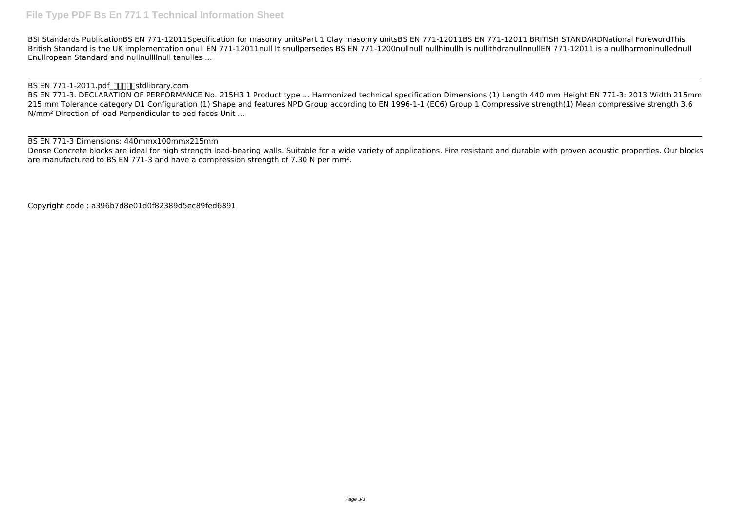BSI Standards PublicationBS EN 771-12011Specification for masonry unitsPart 1 Clay masonry unitsBS EN 771-12011BS EN 771-12011 BRITISH STANDARDNational ForewordThis British Standard is the UK implementation onull EN 771-12011null It snullpersedes BS EN 771-1200nullnull nullhinullh is nullithdranullnnullEN 771-12011 is a nullharmoninullednull Enullropean Standard and nullnullllnull tanulles ...

BS EN 771-1-2011.pdf_□□□□□stdlibrary.com

BS EN 771-3. DECLARATION OF PERFORMANCE No. 215H3 1 Product type ... Harmonized technical specification Dimensions (1) Length 440 mm Height EN 771-3: 2013 Width 215mm 215 mm Tolerance category D1 Configuration (1) Shape and features NPD Group according to EN 1996-1-1 (EC6) Group 1 Compressive strength(1) Mean compressive strength 3.6 N/mm² Direction of load Perpendicular to bed faces Unit ...

BS EN 771-3 Dimensions: 440mmx100mmx215mm

Dense Concrete blocks are ideal for high strength load-bearing walls. Suitable for a wide variety of applications. Fire resistant and durable with proven acoustic properties. Our blocks are manufactured to BS EN 771-3 and have a compression strength of 7.30 N per mm².

Copyright code : a396b7d8e01d0f82389d5ec89fed6891